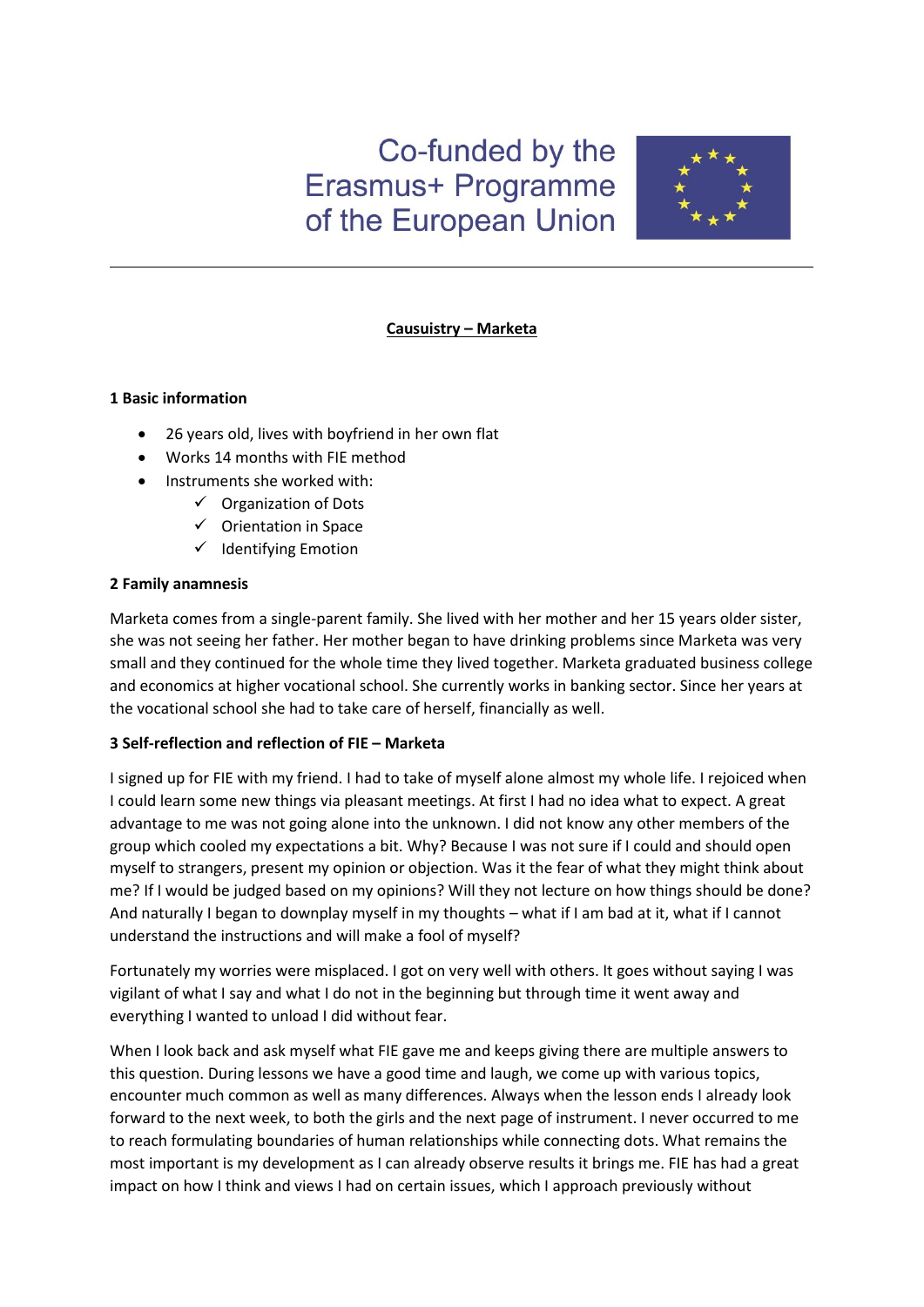Co-funded by the Erasmus+ Programme of the European Union

---

**Causuistry – Marketa**

**1 Basic information**

- 26 years old, lives with boyfriend in her own flat
- Works 14 months with FIE method
- Instruments she worked with:
  - ✓ Organization of Dots
  - ✓ Orientation in Space
  - ✓ Identifying Emotion

**2 Family anamnesis**

Marketa comes from a single-parent family. She lived with her mother and her 15 years older sister, she was not seeing her father. Her mother began to have drinking problems since Marketa was very small and they continued for the whole time they lived together. Marketa graduated business college and economics at higher vocational school. She currently works in banking sector. Since her years at the vocational school she had to take care of herself, financially as well.

**3 Self-reflection and reflection of FIE – Marketa**

I signed up for FIE with my friend. I had to take of myself alone almost my whole life. I rejoiced when I could learn some new things via pleasant meetings. At first I had no idea what to expect. A great advantage to me was not going alone into the unknown. I did not know any other members of the group which cooled my expectations a bit. Why? Because I was not sure if I could and should open myself to strangers, present my opinion or objection. Was it the fear of what they might think about me? If I would be judged based on my opinions? Will they not lecture on how things should be done? And naturally I began to downplay myself in my thoughts – what if I am bad at it, what if I cannot understand the instructions and will make a fool of myself?

Fortunately my worries were misplaced. I got on very well with others. It goes without saying I was vigilant of what I say and what I do not in the beginning but through time it went away and everything I wanted to unload I did without fear.

When I look back and ask myself what FIE gave me and keeps giving there are multiple answers to this question. During lessons we have a good time and laugh, we come up with various topics, encounter much common as well as many differences. Always when the lesson ends I already look forward to the next week, to both the girls and the next page of instrument. I never occurred to me to reach formulating boundaries of human relationships while connecting dots. What remains the most important is my development as I can already observe results it brings me. FIE has had a great impact on how I think and views I had on certain issues, which I approach previously without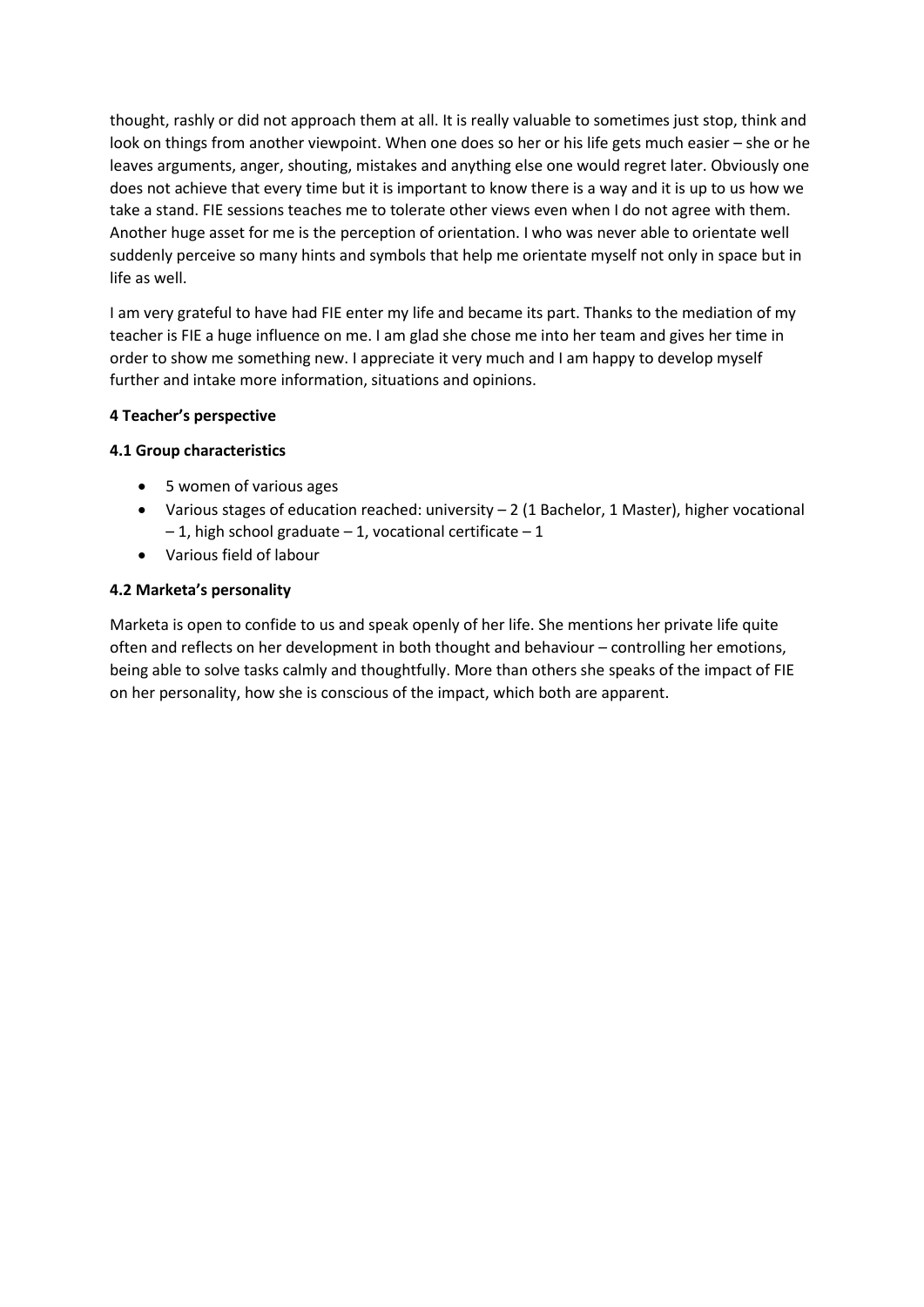thought, rashly or did not approach them at all. It is really valuable to sometimes just stop, think and look on things from another viewpoint. When one does so her or his life gets much easier – she or he leaves arguments, anger, shouting, mistakes and anything else one would regret later. Obviously one does not achieve that every time but it is important to know there is a way and it is up to us how we take a stand. FIE sessions teaches me to tolerate other views even when I do not agree with them. Another huge asset for me is the perception of orientation. I who was never able to orientate well suddenly perceive so many hints and symbols that help me orientate myself not only in space but in life as well.

I am very grateful to have had FIE enter my life and became its part. Thanks to the mediation of my teacher is FIE a huge influence on me. I am glad she chose me into her team and gives her time in order to show me something new. I appreciate it very much and I am happy to develop myself further and intake more information, situations and opinions.

## 4 Teacher's perspective

### 4.1 Group characteristics

- 5 women of various ages
- Various stages of education reached: university – 2 (1 Bachelor, 1 Master), higher vocational – 1, high school graduate – 1, vocational certificate – 1
- Various field of labour

### 4.2 Marketa's personality

Marketa is open to confide to us and speak openly of her life. She mentions her private life quite often and reflects on her development in both thought and behaviour – controlling her emotions, being able to solve tasks calmly and thoughtfully. More than others she speaks of the impact of FIE on her personality, how she is conscious of the impact, which both are apparent.